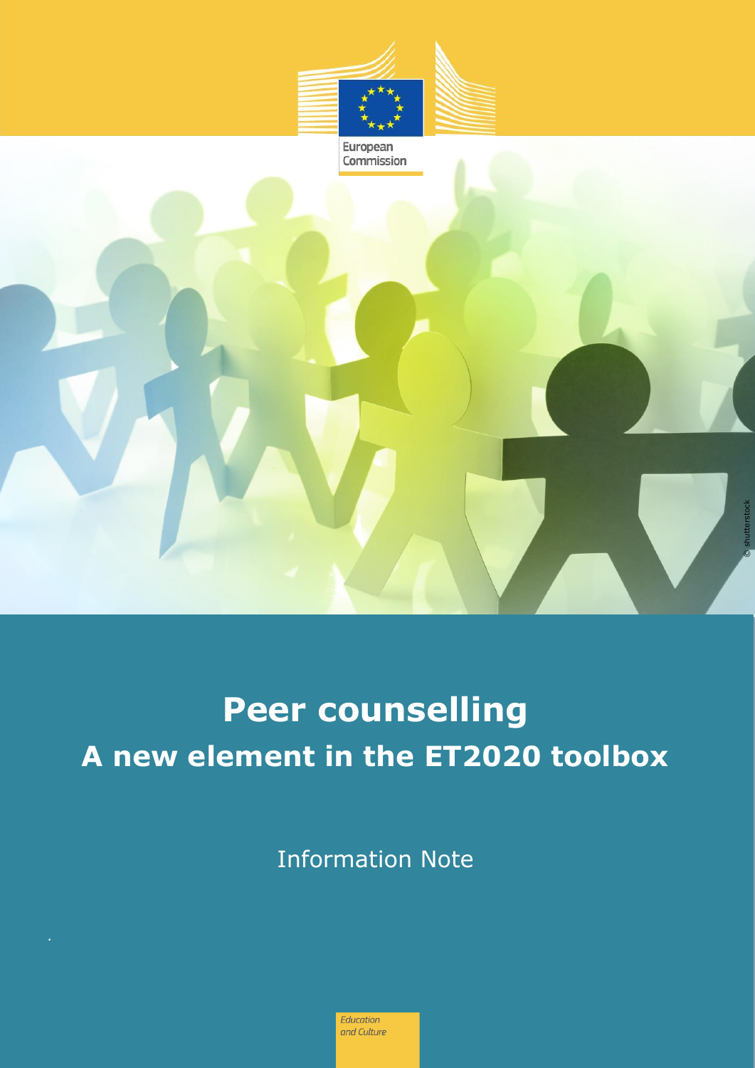European Commission

# Peer counselling

## A new element in the ET2020 toolbox

Information Note

Education and Culture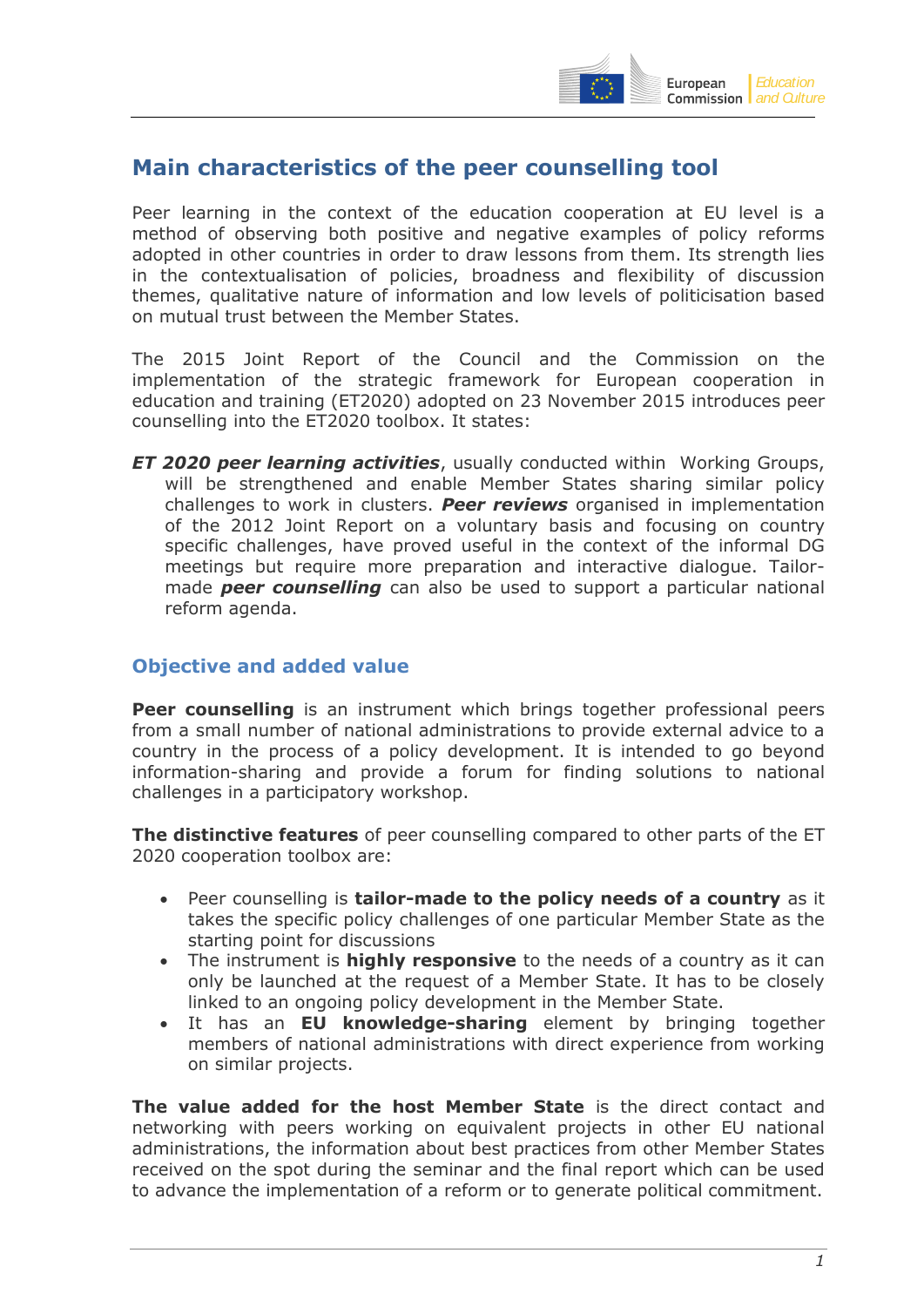## Main characteristics of the peer counselling tool

Peer learning in the context of the education cooperation at EU level is a method of observing both positive and negative examples of policy reforms adopted in other countries in order to draw lessons from them. Its strength lies in the contextualisation of policies, broadness and flexibility of discussion themes, qualitative nature of information and low levels of politicisation based on mutual trust between the Member States.

The 2015 Joint Report of the Council and the Commission on the implementation of the strategic framework for European cooperation in education and training (ET2020) adopted on 23 November 2015 introduces peer counselling into the ET2020 toolbox. It states:

> ***ET 2020 peer learning activities***, usually conducted within Working Groups, will be strengthened and enable Member States sharing similar policy challenges to work in clusters. ***Peer reviews*** organised in implementation of the 2012 Joint Report on a voluntary basis and focusing on country specific challenges, have proved useful in the context of the informal DG meetings but require more preparation and interactive dialogue. Tailor-made ***peer counselling*** can also be used to support a particular national reform agenda.

### Objective and added value

**Peer counselling** is an instrument which brings together professional peers from a small number of national administrations to provide external advice to a country in the process of a policy development. It is intended to go beyond information-sharing and provide a forum for finding solutions to national challenges in a participatory workshop.

**The distinctive features** of peer counselling compared to other parts of the ET 2020 cooperation toolbox are:

- Peer counselling is **tailor-made to the policy needs of a country** as it takes the specific policy challenges of one particular Member State as the starting point for discussions
- The instrument is **highly responsive** to the needs of a country as it can only be launched at the request of a Member State. It has to be closely linked to an ongoing policy development in the Member State.
- It has an **EU knowledge-sharing** element by bringing together members of national administrations with direct experience from working on similar projects.

**The value added for the host Member State** is the direct contact and networking with peers working on equivalent projects in other EU national administrations, the information about best practices from other Member States received on the spot during the seminar and the final report which can be used to advance the implementation of a reform or to generate political commitment.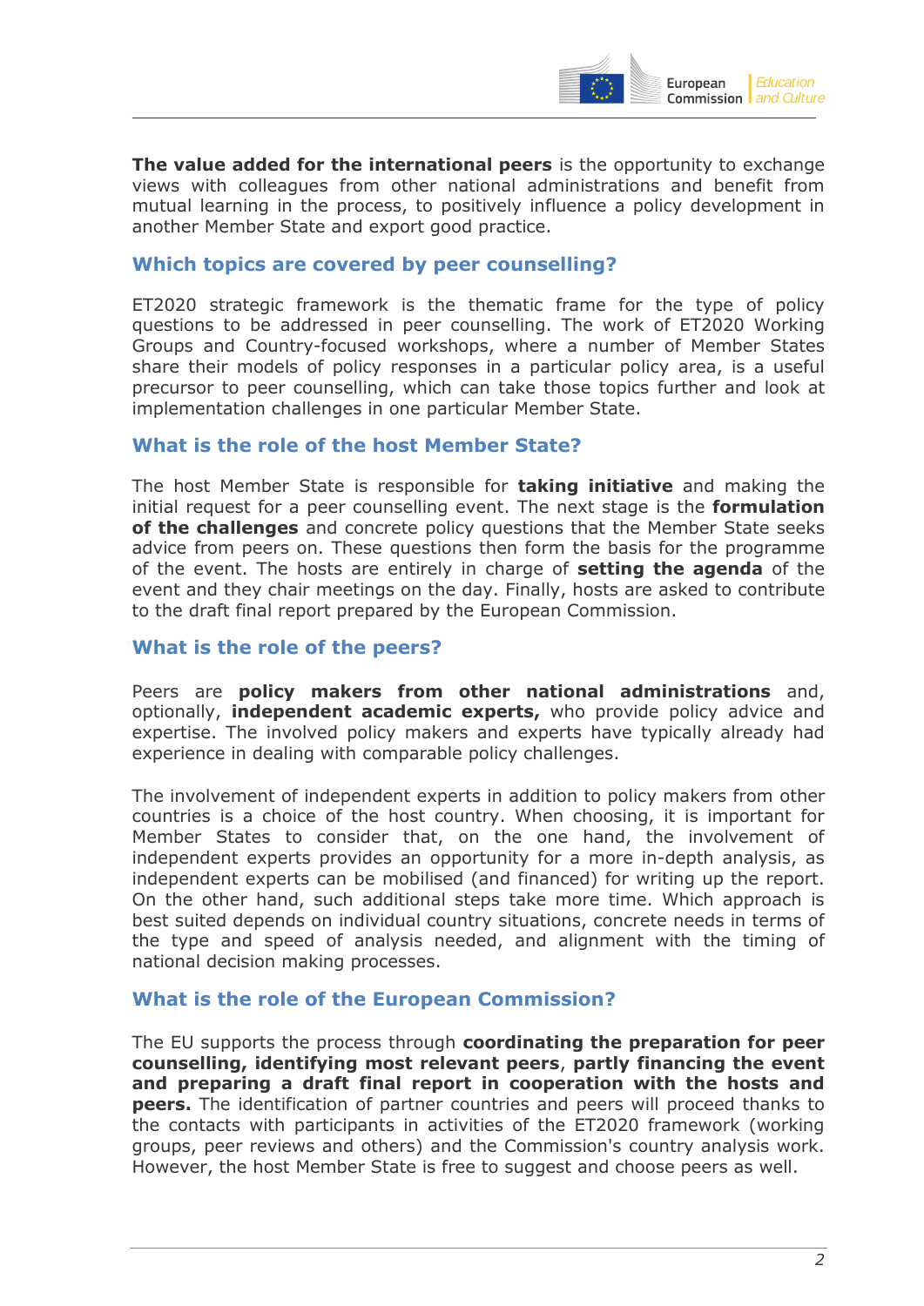**The value added for the international peers** is the opportunity to exchange views with colleagues from other national administrations and benefit from mutual learning in the process, to positively influence a policy development in another Member State and export good practice.

### Which topics are covered by peer counselling?

ET2020 strategic framework is the thematic frame for the type of policy questions to be addressed in peer counselling. The work of ET2020 Working Groups and Country-focused workshops, where a number of Member States share their models of policy responses in a particular policy area, is a useful precursor to peer counselling, which can take those topics further and look at implementation challenges in one particular Member State.

### What is the role of the host Member State?

The host Member State is responsible for **taking initiative** and making the initial request for a peer counselling event. The next stage is the **formulation of the challenges** and concrete policy questions that the Member State seeks advice from peers on. These questions then form the basis for the programme of the event. The hosts are entirely in charge of **setting the agenda** of the event and they chair meetings on the day. Finally, hosts are asked to contribute to the draft final report prepared by the European Commission.

### What is the role of the peers?

Peers are **policy makers from other national administrations** and, optionally, **independent academic experts,** who provide policy advice and expertise. The involved policy makers and experts have typically already had experience in dealing with comparable policy challenges.

The involvement of independent experts in addition to policy makers from other countries is a choice of the host country. When choosing, it is important for Member States to consider that, on the one hand, the involvement of independent experts provides an opportunity for a more in-depth analysis, as independent experts can be mobilised (and financed) for writing up the report. On the other hand, such additional steps take more time. Which approach is best suited depends on individual country situations, concrete needs in terms of the type and speed of analysis needed, and alignment with the timing of national decision making processes.

### What is the role of the European Commission?

The EU supports the process through **coordinating the preparation for peer counselling, identifying most relevant peers**, **partly financing the event and preparing a draft final report in cooperation with the hosts and peers.** The identification of partner countries and peers will proceed thanks to the contacts with participants in activities of the ET2020 framework (working groups, peer reviews and others) and the Commission's country analysis work. However, the host Member State is free to suggest and choose peers as well.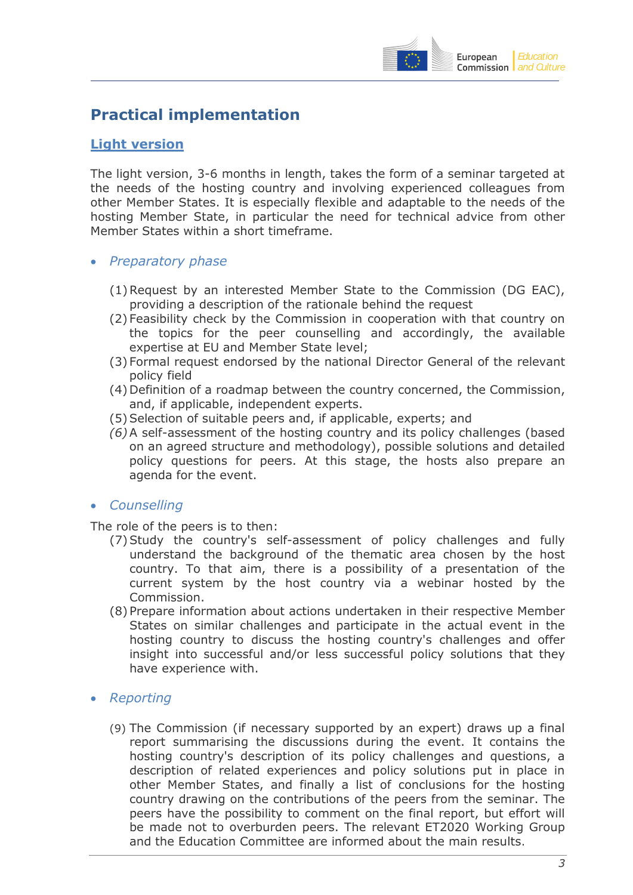## Practical implementation

### Light version

The light version, 3-6 months in length, takes the form of a seminar targeted at the needs of the hosting country and involving experienced colleagues from other Member States. It is especially flexible and adaptable to the needs of the hosting Member State, in particular the need for technical advice from other Member States within a short timeframe.

- *Preparatory phase*

(1) Request by an interested Member State to the Commission (DG EAC), providing a description of the rationale behind the request
(2) Feasibility check by the Commission in cooperation with that country on the topics for the peer counselling and accordingly, the available expertise at EU and Member State level;
(3) Formal request endorsed by the national Director General of the relevant policy field
(4) Definition of a roadmap between the country concerned, the Commission, and, if applicable, independent experts.
(5) Selection of suitable peers and, if applicable, experts; and
*(6)* A self-assessment of the hosting country and its policy challenges (based on an agreed structure and methodology), possible solutions and detailed policy questions for peers. At this stage, the hosts also prepare an agenda for the event.

- *Counselling*

The role of the peers is to then:

(7) Study the country's self-assessment of policy challenges and fully understand the background of the thematic area chosen by the host country. To that aim, there is a possibility of a presentation of the current system by the host country via a webinar hosted by the Commission.
(8) Prepare information about actions undertaken in their respective Member States on similar challenges and participate in the actual event in the hosting country to discuss the hosting country's challenges and offer insight into successful and/or less successful policy solutions that they have experience with.

- *Reporting*

(9) The Commission (if necessary supported by an expert) draws up a final report summarising the discussions during the event. It contains the hosting country's description of its policy challenges and questions, a description of related experiences and policy solutions put in place in other Member States, and finally a list of conclusions for the hosting country drawing on the contributions of the peers from the seminar. The peers have the possibility to comment on the final report, but effort will be made not to overburden peers. The relevant ET2020 Working Group and the Education Committee are informed about the main results.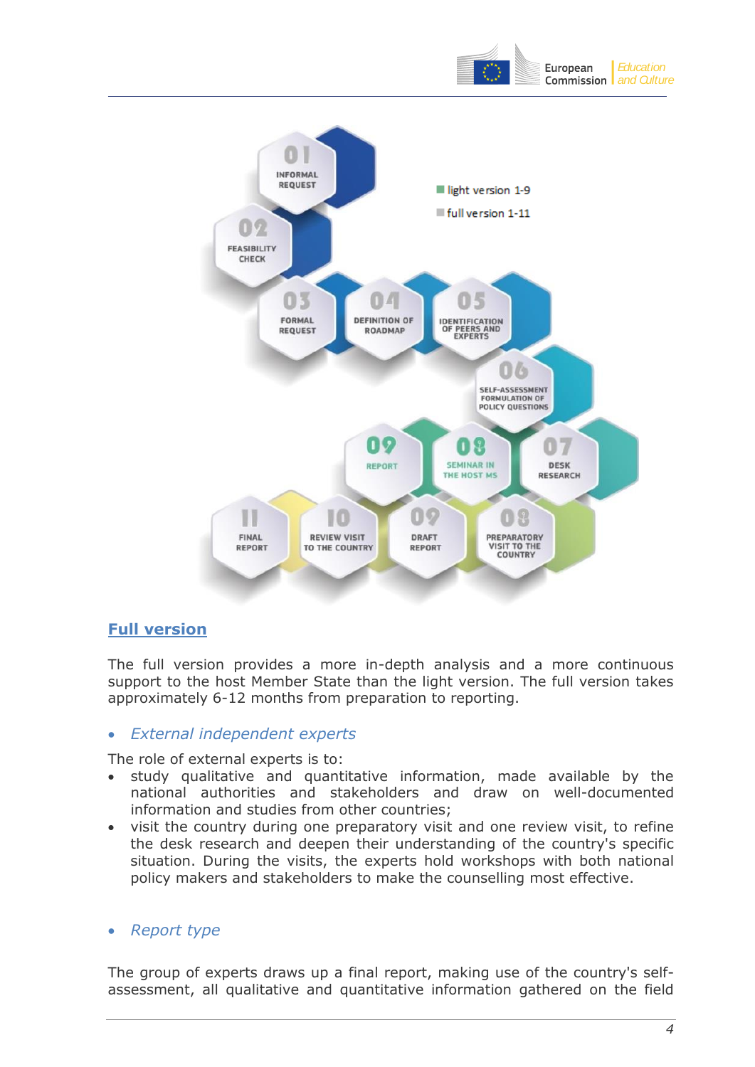light version 1-9

full version 1-11

01 INFORMAL REQUEST

02 FEASIBILITY CHECK

03 FORMAL REQUEST

04 DEFINITION OF ROADMAP

05 IDENTIFICATION OF PEERS AND EXPERTS

06 SELF-ASSESSMENT FORMULATION OF POLICY QUESTIONS

07 DESK RESEARCH

08 SEMINAR IN THE HOST MS

09 REPORT

08 PREPARATORY VISIT TO THE COUNTRY

09 DRAFT REPORT

10 REVIEW VISIT TO THE COUNTRY

11 FINAL REPORT

## Full version

The full version provides a more in-depth analysis and a more continuous support to the host Member State than the light version. The full version takes approximately 6-12 months from preparation to reporting.

- *External independent experts*

The role of external experts is to:

- study qualitative and quantitative information, made available by the national authorities and stakeholders and draw on well-documented information and studies from other countries;
- visit the country during one preparatory visit and one review visit, to refine the desk research and deepen their understanding of the country's specific situation. During the visits, the experts hold workshops with both national policy makers and stakeholders to make the counselling most effective.

- *Report type*

The group of experts draws up a final report, making use of the country's self-assessment, all qualitative and quantitative information gathered on the field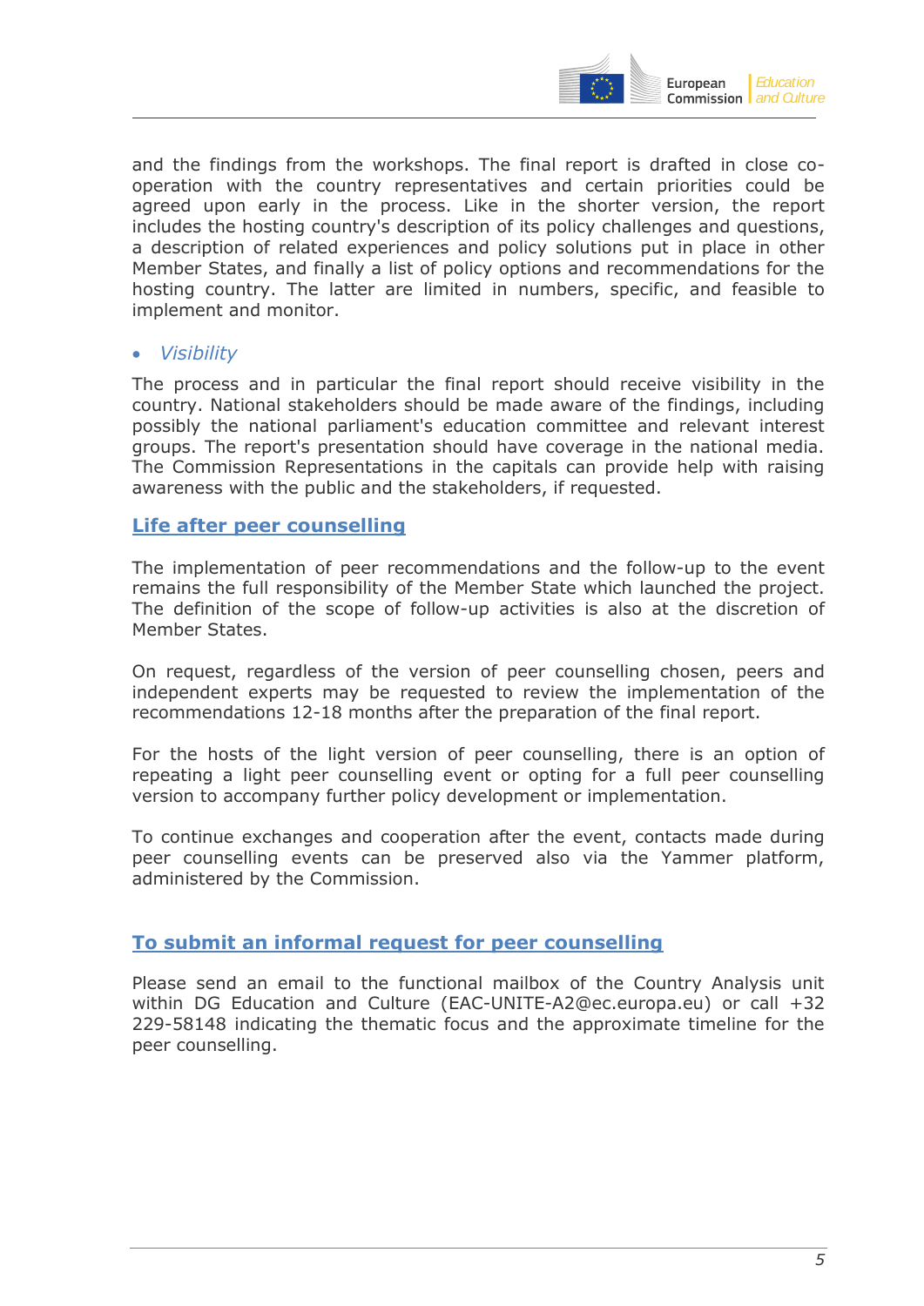and the findings from the workshops. The final report is drafted in close co-operation with the country representatives and certain priorities could be agreed upon early in the process. Like in the shorter version, the report includes the hosting country's description of its policy challenges and questions, a description of related experiences and policy solutions put in place in other Member States, and finally a list of policy options and recommendations for the hosting country. The latter are limited in numbers, specific, and feasible to implement and monitor.

- *Visibility*

The process and in particular the final report should receive visibility in the country. National stakeholders should be made aware of the findings, including possibly the national parliament's education committee and relevant interest groups. The report's presentation should have coverage in the national media. The Commission Representations in the capitals can provide help with raising awareness with the public and the stakeholders, if requested.

## Life after peer counselling

The implementation of peer recommendations and the follow-up to the event remains the full responsibility of the Member State which launched the project. The definition of the scope of follow-up activities is also at the discretion of Member States.

On request, regardless of the version of peer counselling chosen, peers and independent experts may be requested to review the implementation of the recommendations 12-18 months after the preparation of the final report.

For the hosts of the light version of peer counselling, there is an option of repeating a light peer counselling event or opting for a full peer counselling version to accompany further policy development or implementation.

To continue exchanges and cooperation after the event, contacts made during peer counselling events can be preserved also via the Yammer platform, administered by the Commission.

## To submit an informal request for peer counselling

Please send an email to the functional mailbox of the Country Analysis unit within DG Education and Culture (EAC-UNITE-A2@ec.europa.eu) or call +32 229-58148 indicating the thematic focus and the approximate timeline for the peer counselling.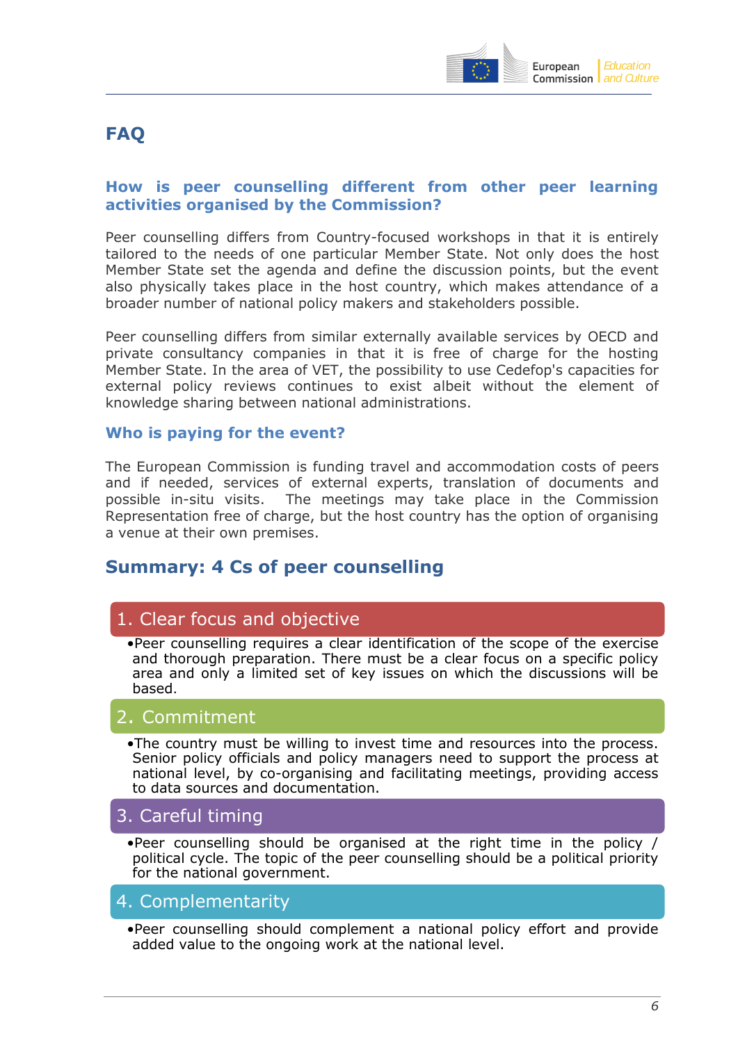## FAQ

### How is peer counselling different from other peer learning activities organised by the Commission?

Peer counselling differs from Country-focused workshops in that it is entirely tailored to the needs of one particular Member State. Not only does the host Member State set the agenda and define the discussion points, but the event also physically takes place in the host country, which makes attendance of a broader number of national policy makers and stakeholders possible.

Peer counselling differs from similar externally available services by OECD and private consultancy companies in that it is free of charge for the hosting Member State. In the area of VET, the possibility to use Cedefop's capacities for external policy reviews continues to exist albeit without the element of knowledge sharing between national administrations.

### Who is paying for the event?

The European Commission is funding travel and accommodation costs of peers and if needed, services of external experts, translation of documents and possible in-situ visits. The meetings may take place in the Commission Representation free of charge, but the host country has the option of organising a venue at their own premises.

## Summary: 4 Cs of peer counselling

### 1. Clear focus and objective

- Peer counselling requires a clear identification of the scope of the exercise and thorough preparation. There must be a clear focus on a specific policy area and only a limited set of key issues on which the discussions will be based.

### 2. Commitment

- The country must be willing to invest time and resources into the process. Senior policy officials and policy managers need to support the process at national level, by co-organising and facilitating meetings, providing access to data sources and documentation.

### 3. Careful timing

- Peer counselling should be organised at the right time in the policy / political cycle. The topic of the peer counselling should be a political priority for the national government.

### 4. Complementarity

- Peer counselling should complement a national policy effort and provide added value to the ongoing work at the national level.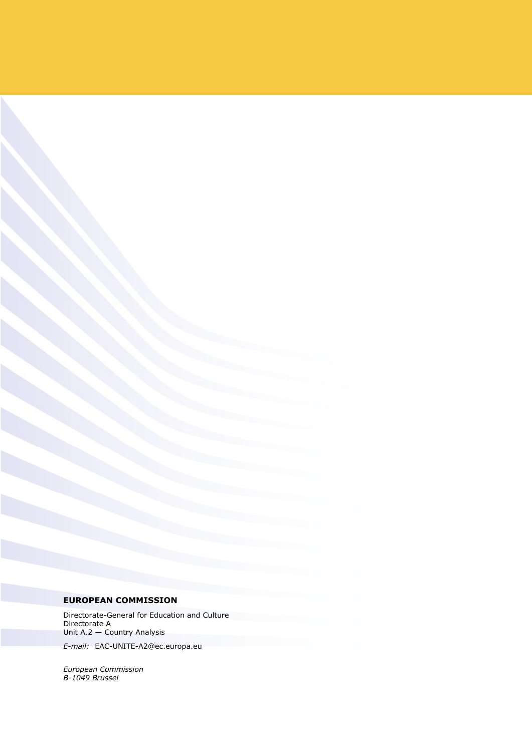**EUROPEAN COMMISSION**

Directorate-General for Education and Culture
Directorate A
Unit A.2 — Country Analysis

*E-mail:* EAC-UNITE-A2@ec.europa.eu

*European Commission*
*B-1049 Brussel*